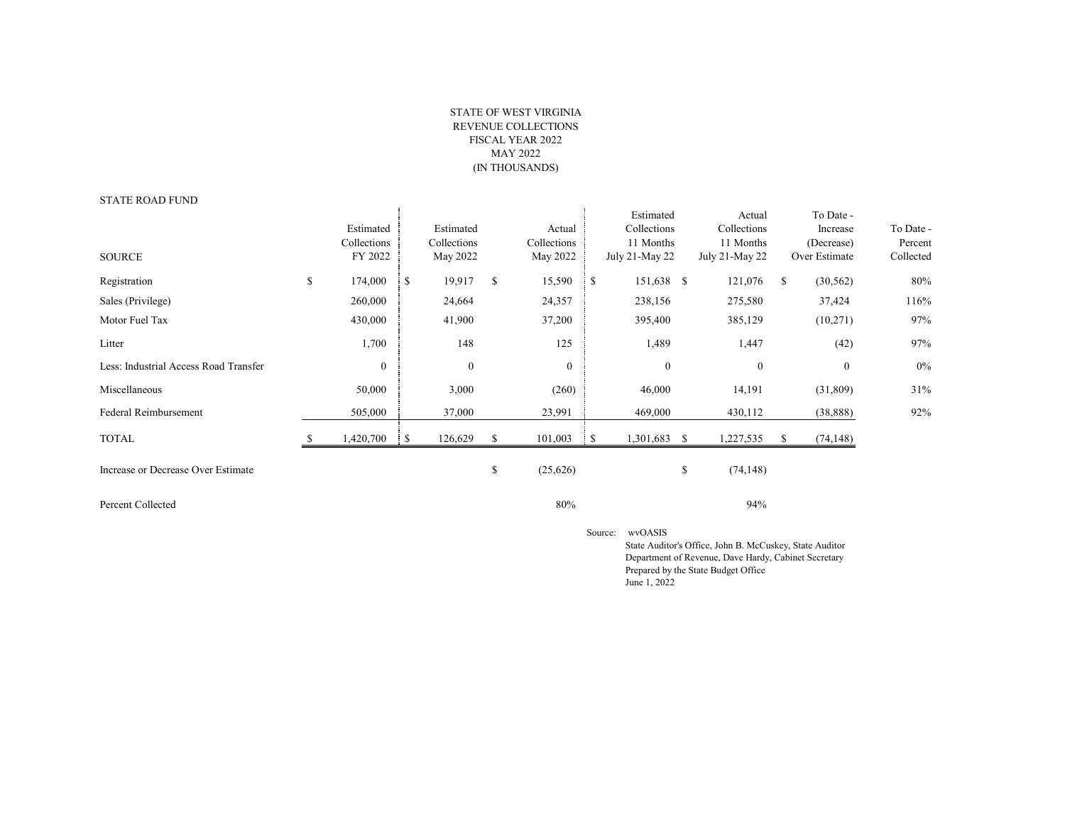STATE OF WEST VIRGINIA
REVENUE COLLECTIONS
FISCAL YEAR 2022
MAY 2022
(IN THOUSANDS)

STATE ROAD FUND

| SOURCE | Estimated Collections FY 2022 | Estimated Collections May 2022 | Actual Collections May 2022 | Estimated Collections 11 Months July 21-May 22 | Actual Collections 11 Months July 21-May 22 | To Date - Increase (Decrease) Over Estimate | To Date - Percent Collected |
|---|---|---|---|---|---|---|---|
| Registration | $ 174,000 | $ 19,917 | $ 15,590 | $ 151,638 | $ 121,076 | $ (30,562) | 80% |
| Sales (Privilege) | 260,000 | 24,664 | 24,357 | 238,156 | 275,580 | 37,424 | 116% |
| Motor Fuel Tax | 430,000 | 41,900 | 37,200 | 395,400 | 385,129 | (10,271) | 97% |
| Litter | 1,700 | 148 | 125 | 1,489 | 1,447 | (42) | 97% |
| Less: Industrial Access Road Transfer | 0 | 0 | 0 | 0 | 0 | 0 | 0% |
| Miscellaneous | 50,000 | 3,000 | (260) | 46,000 | 14,191 | (31,809) | 31% |
| Federal Reimbursement | 505,000 | 37,000 | 23,991 | 469,000 | 430,112 | (38,888) | 92% |
| TOTAL | $ 1,420,700 | $ 126,629 | $ 101,003 | $ 1,301,683 | $ 1,227,535 | $ (74,148) | |
| Increase or Decrease Over Estimate | | | $ (25,626) | | $ (74,148) | | |
| Percent Collected | | | 80% | | 94% | | |

Source: wvOASIS
State Auditor's Office, John B. McCuskey, State Auditor
Department of Revenue, Dave Hardy, Cabinet Secretary
Prepared by the State Budget Office
June 1, 2022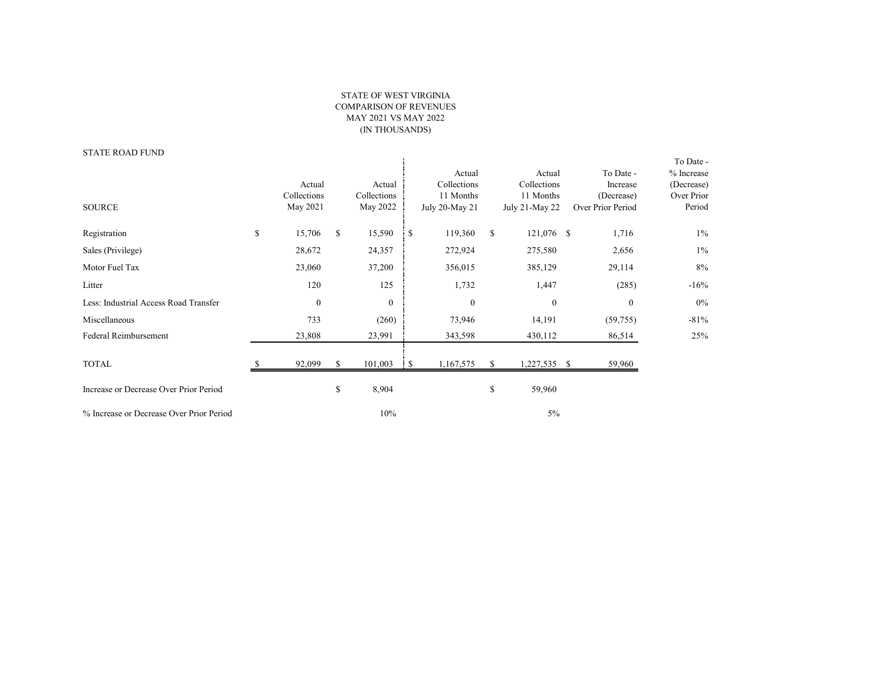STATE OF WEST VIRGINIA
COMPARISON OF REVENUES
MAY 2021 VS MAY 2022
(IN THOUSANDS)

STATE ROAD FUND

| SOURCE | Actual Collections May 2021 | Actual Collections May 2022 | Actual Collections 11 Months July 20-May 21 | Actual Collections 11 Months July 21-May 22 | To Date - Increase (Decrease) Over Prior Period | To Date - % Increase (Decrease) Over Prior Period |
|---|---|---|---|---|---|---|
| Registration | $ 15,706 | $ 15,590 | $ 119,360 | $ 121,076 | $ 1,716 | 1% |
| Sales (Privilege) | 28,672 | 24,357 | 272,924 | 275,580 | 2,656 | 1% |
| Motor Fuel Tax | 23,060 | 37,200 | 356,015 | 385,129 | 29,114 | 8% |
| Litter | 120 | 125 | 1,732 | 1,447 | (285) | -16% |
| Less: Industrial Access Road Transfer | 0 | 0 | 0 | 0 | 0 | 0% |
| Miscellaneous | 733 | (260) | 73,946 | 14,191 | (59,755) | -81% |
| Federal Reimbursement | 23,808 | 23,991 | 343,598 | 430,112 | 86,514 | 25% |
| TOTAL | $ 92,099 | $ 101,003 | $ 1,167,575 | $ 1,227,535 | $ 59,960 | |
| Increase or Decrease Over Prior Period | | $ 8,904 | | $ 59,960 | | |
| % Increase or Decrease Over Prior Period | | 10% | | 5% | | |